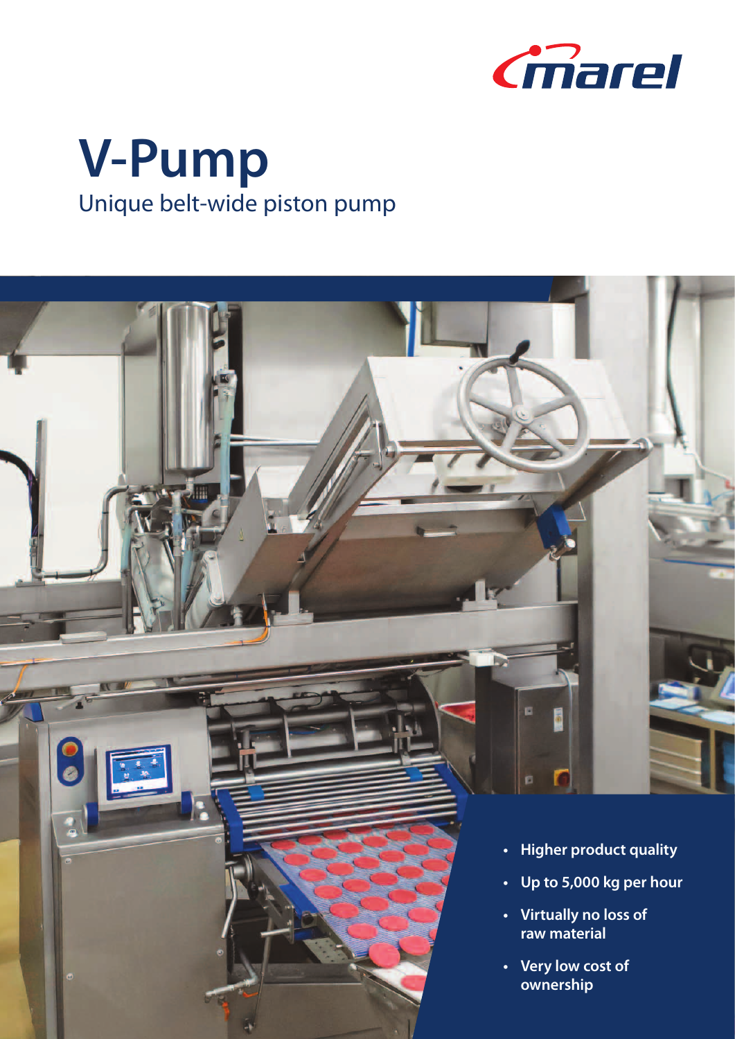# V-Pump

Unique belt-wide piston pump

- **Higher product quality**
- **Up to 5,000 kg per hour**
- **Virtually no loss of raw material**
- **Very low cost of ownership**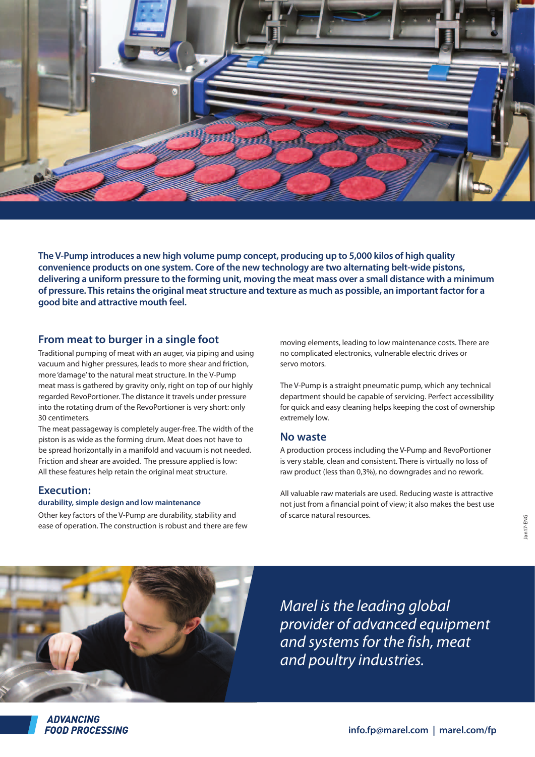**The V-Pump introduces a new high volume pump concept, producing up to 5,000 kilos of high quality convenience products on one system. Core of the new technology are two alternating belt-wide pistons, delivering a uniform pressure to the forming unit, moving the meat mass over a small distance with a minimum of pressure. This retains the original meat structure and texture as much as possible, an important factor for a good bite and attractive mouth feel.**

## From meat to burger in a single foot

Traditional pumping of meat with an auger, via piping and using vacuum and higher pressures, leads to more shear and friction, more 'damage' to the natural meat structure. In the V-Pump meat mass is gathered by gravity only, right on top of our highly regarded RevoPortioner. The distance it travels under pressure into the rotating drum of the RevoPortioner is very short: only 30 centimeters.

The meat passageway is completely auger-free. The width of the piston is as wide as the forming drum. Meat does not have to be spread horizontally in a manifold and vacuum is not needed. Friction and shear are avoided. The pressure applied is low: All these features help retain the original meat structure.

## Execution:

**durability, simple design and low maintenance**

Other key factors of the V-Pump are durability, stability and ease of operation. The construction is robust and there are few moving elements, leading to low maintenance costs. There are no complicated electronics, vulnerable electric drives or servo motors.

The V-Pump is a straight pneumatic pump, which any technical department should be capable of servicing. Perfect accessibility for quick and easy cleaning helps keeping the cost of ownership extremely low.

## No waste

A production process including the V-Pump and RevoPortioner is very stable, clean and consistent. There is virtually no loss of raw product (less than 0,3%), no downgrades and no rework.

All valuable raw materials are used. Reducing waste is attractive not just from a financial point of view; it also makes the best use of scarce natural resources.

Jan17-ENG

*Marel is the leading global provider of advanced equipment and systems for the fish, meat and poultry industries.*

**ADVANCING FOOD PROCESSING**

**info.fp@marel.com | marel.com/fp**